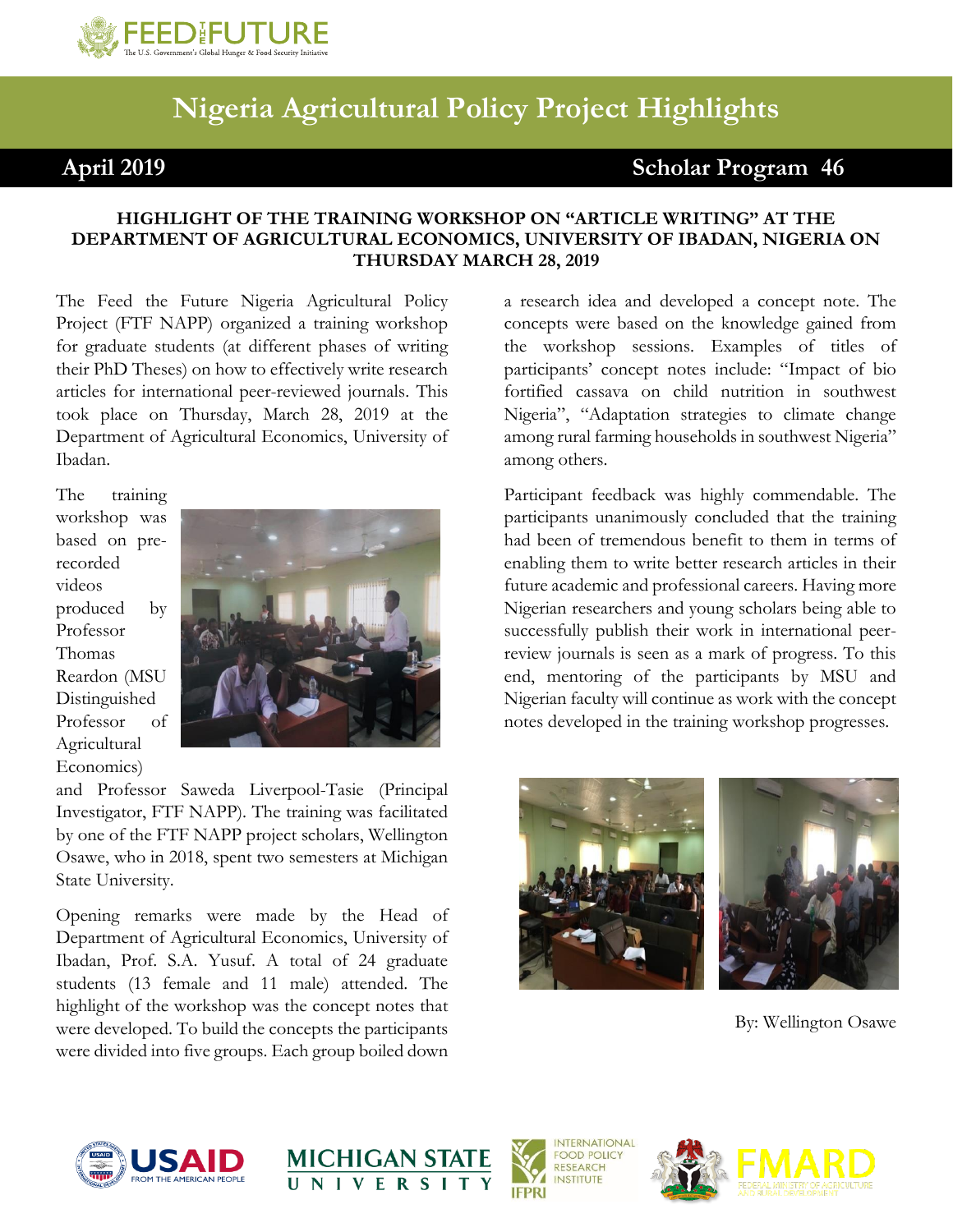# Nigeria Agricultural Policy Project Highlights

**April 2019** **Scholar Program 46**

### HIGHLIGHT OF THE TRAINING WORKSHOP ON "ARTICLE WRITING" AT THE DEPARTMENT OF AGRICULTURAL ECONOMICS, UNIVERSITY OF IBADAN, NIGERIA ON THURSDAY MARCH 28, 2019

The Feed the Future Nigeria Agricultural Policy Project (FTF NAPP) organized a training workshop for graduate students (at different phases of writing their PhD Theses) on how to effectively write research articles for international peer-reviewed journals. This took place on Thursday, March 28, 2019 at the Department of Agricultural Economics, University of Ibadan.

The training workshop was based on pre-recorded videos produced by Professor Thomas Reardon (MSU Distinguished Professor of Agricultural Economics) and Professor Saweda Liverpool-Tasie (Principal Investigator, FTF NAPP). The training was facilitated by one of the FTF NAPP project scholars, Wellington Osawe, who in 2018, spent two semesters at Michigan State University.

Opening remarks were made by the Head of Department of Agricultural Economics, University of Ibadan, Prof. S.A. Yusuf. A total of 24 graduate students (13 female and 11 male) attended. The highlight of the workshop was the concept notes that were developed. To build the concepts the participants were divided into five groups. Each group boiled down a research idea and developed a concept note. The concepts were based on the knowledge gained from the workshop sessions. Examples of titles of participants' concept notes include: "Impact of bio fortified cassava on child nutrition in southwest Nigeria", "Adaptation strategies to climate change among rural farming households in southwest Nigeria" among others.

Participant feedback was highly commendable. The participants unanimously concluded that the training had been of tremendous benefit to them in terms of enabling them to write better research articles in their future academic and professional careers. Having more Nigerian researchers and young scholars being able to successfully publish their work in international peer-review journals is seen as a mark of progress. To this end, mentoring of the participants by MSU and Nigerian faculty will continue as work with the concept notes developed in the training workshop progresses.

By: Wellington Osawe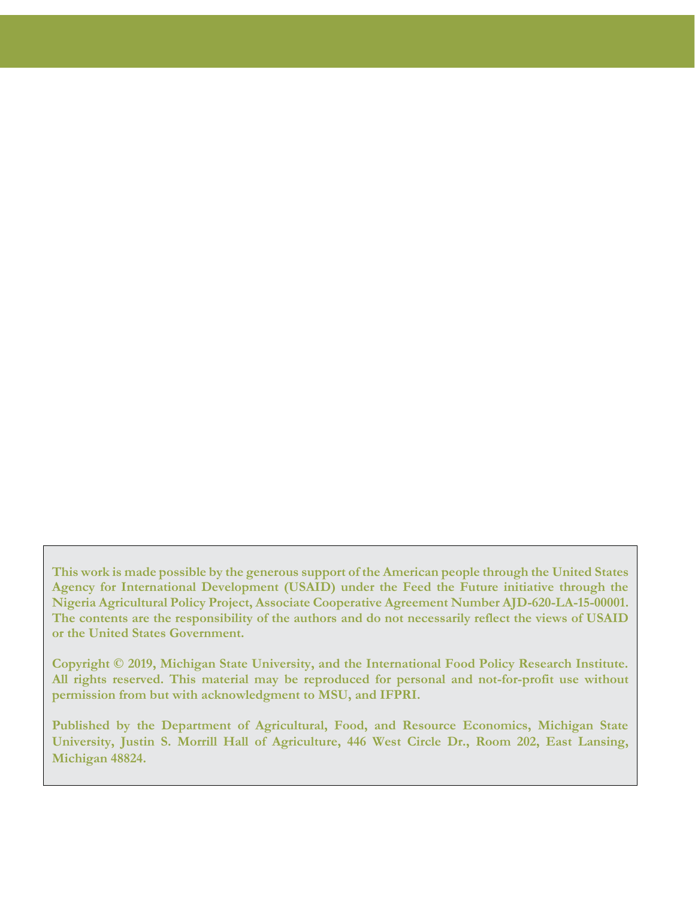**This work is made possible by the generous support of the American people through the United States Agency for International Development (USAID) under the Feed the Future initiative through the Nigeria Agricultural Policy Project, Associate Cooperative Agreement Number AJD-620-LA-15-00001. The contents are the responsibility of the authors and do not necessarily reflect the views of USAID or the United States Government.**

**Copyright © 2019, Michigan State University, and the International Food Policy Research Institute. All rights reserved. This material may be reproduced for personal and not-for-profit use without permission from but with acknowledgment to MSU, and IFPRI.**

**Published by the Department of Agricultural, Food, and Resource Economics, Michigan State University, Justin S. Morrill Hall of Agriculture, 446 West Circle Dr., Room 202, East Lansing, Michigan 48824.**